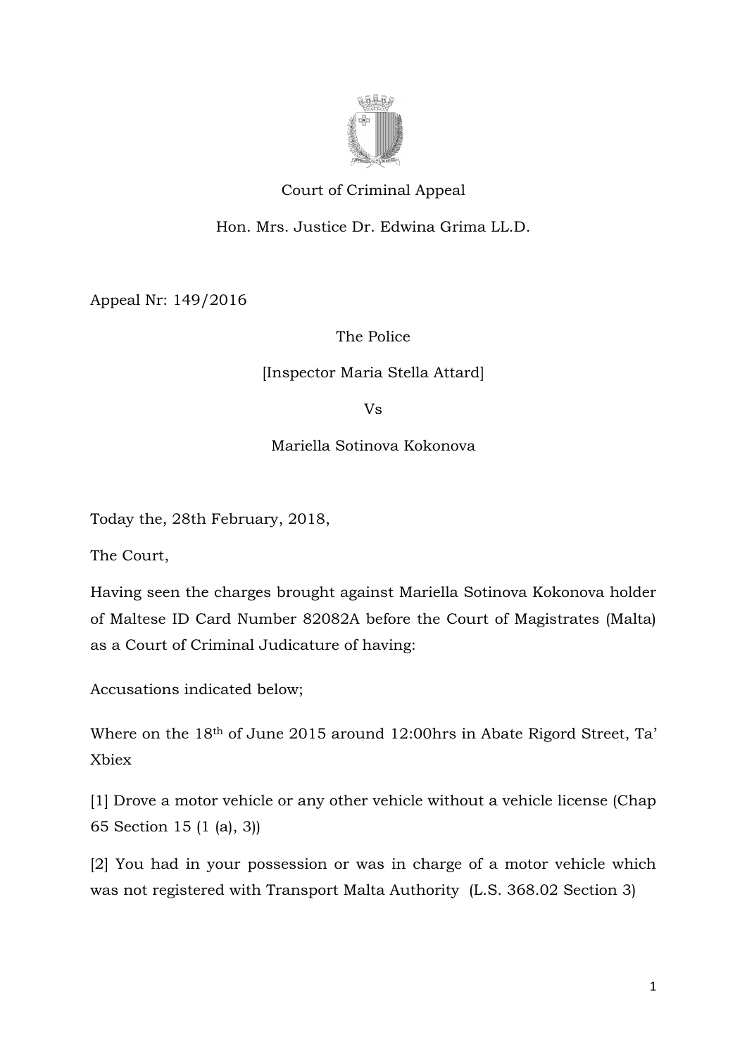Court of Criminal Appeal

Hon. Mrs. Justice Dr. Edwina Grima LL.D.

Appeal Nr: 149/2016

The Police

[Inspector Maria Stella Attard]

Vs

Mariella Sotinova Kokonova

Today the, 28th February, 2018,

The Court,

Having seen the charges brought against Mariella Sotinova Kokonova holder of Maltese ID Card Number 82082A before the Court of Magistrates (Malta) as a Court of Criminal Judicature of having:

Accusations indicated below;

Where on the 18th of June 2015 around 12:00hrs in Abate Rigord Street, Ta' Xbiex

[1] Drove a motor vehicle or any other vehicle without a vehicle license (Chap 65 Section 15 (1 (a), 3))

[2] You had in your possession or was in charge of a motor vehicle which was not registered with Transport Malta Authority (L.S. 368.02 Section 3)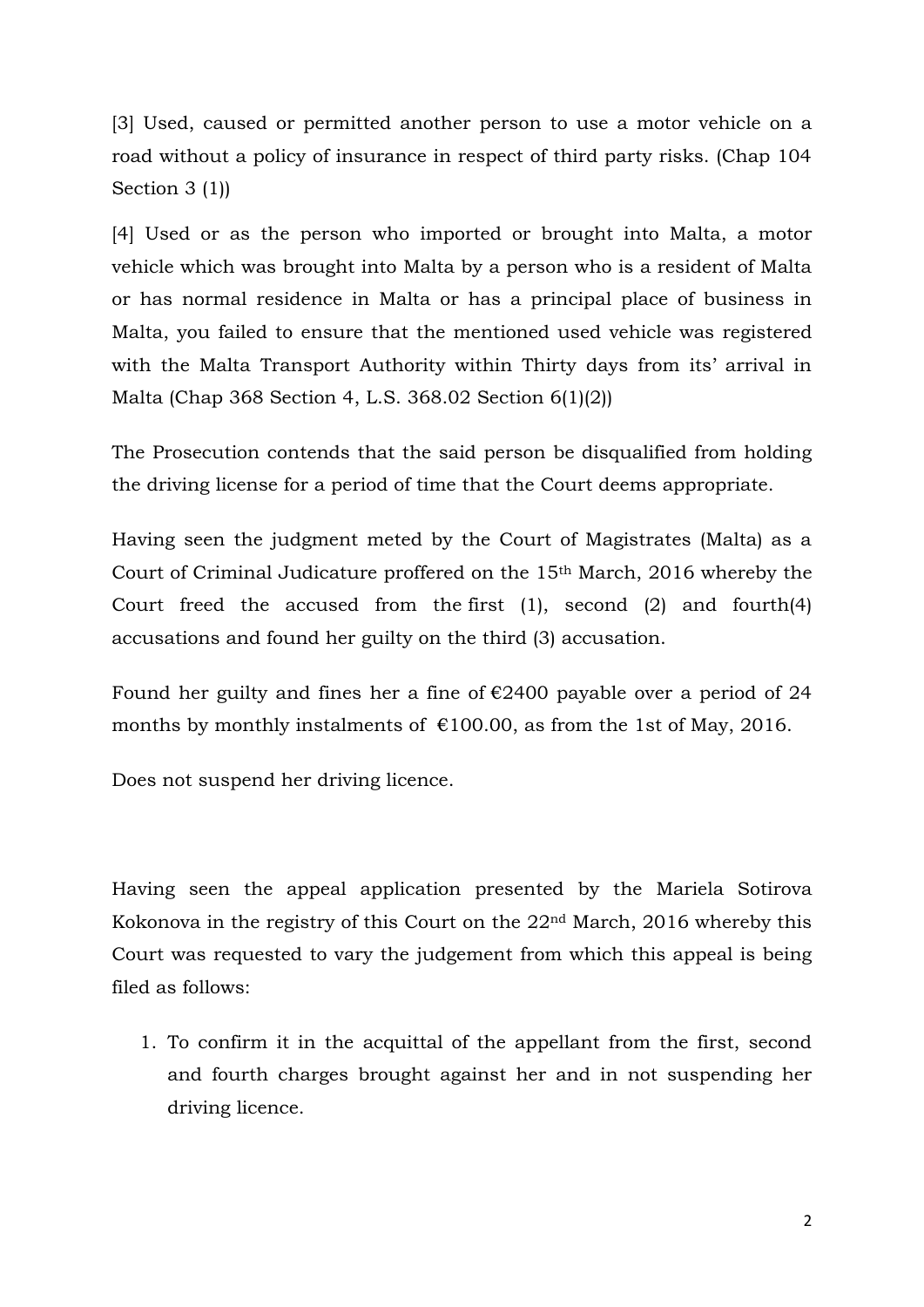[3] Used, caused or permitted another person to use a motor vehicle on a road without a policy of insurance in respect of third party risks. (Chap 104 Section 3 (1))

[4] Used or as the person who imported or brought into Malta, a motor vehicle which was brought into Malta by a person who is a resident of Malta or has normal residence in Malta or has a principal place of business in Malta, you failed to ensure that the mentioned used vehicle was registered with the Malta Transport Authority within Thirty days from its' arrival in Malta (Chap 368 Section 4, L.S. 368.02 Section 6(1)(2))

The Prosecution contends that the said person be disqualified from holding the driving license for a period of time that the Court deems appropriate.

Having seen the judgment meted by the Court of Magistrates (Malta) as a Court of Criminal Judicature proffered on the 15th March, 2016 whereby the Court freed the accused from the first (1), second (2) and fourth(4) accusations and found her guilty on the third (3) accusation.

Found her guilty and fines her a fine of €2400 payable over a period of 24 months by monthly instalments of €100.00, as from the 1st of May, 2016.

Does not suspend her driving licence.

Having seen the appeal application presented by the Mariela Sotirova Kokonova in the registry of this Court on the 22nd March, 2016 whereby this Court was requested to vary the judgement from which this appeal is being filed as follows:

1. To confirm it in the acquittal of the appellant from the first, second and fourth charges brought against her and in not suspending her driving licence.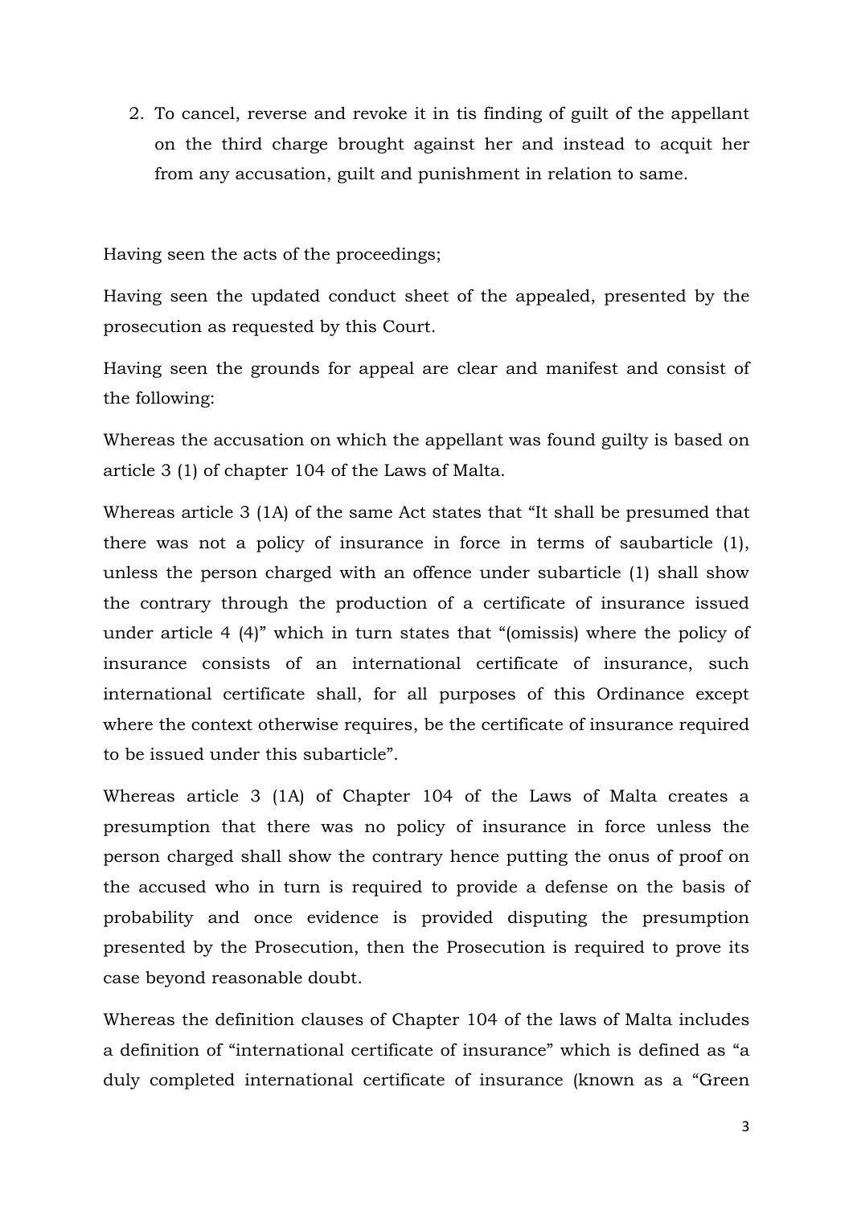2. To cancel, reverse and revoke it in tis finding of guilt of the appellant on the third charge brought against her and instead to acquit her from any accusation, guilt and punishment in relation to same.

Having seen the acts of the proceedings;

Having seen the updated conduct sheet of the appealed, presented by the prosecution as requested by this Court.

Having seen the grounds for appeal are clear and manifest and consist of the following:

Whereas the accusation on which the appellant was found guilty is based on article 3 (1) of chapter 104 of the Laws of Malta.

Whereas article 3 (1A) of the same Act states that "It shall be presumed that there was not a policy of insurance in force in terms of saubarticle (1), unless the person charged with an offence under subarticle (1) shall show the contrary through the production of a certificate of insurance issued under article 4 (4)" which in turn states that "(omissis) where the policy of insurance consists of an international certificate of insurance, such international certificate shall, for all purposes of this Ordinance except where the context otherwise requires, be the certificate of insurance required to be issued under this subarticle".

Whereas article 3 (1A) of Chapter 104 of the Laws of Malta creates a presumption that there was no policy of insurance in force unless the person charged shall show the contrary hence putting the onus of proof on the accused who in turn is required to provide a defense on the basis of probability and once evidence is provided disputing the presumption presented by the Prosecution, then the Prosecution is required to prove its case beyond reasonable doubt.

Whereas the definition clauses of Chapter 104 of the laws of Malta includes a definition of "international certificate of insurance" which is defined as "a duly completed international certificate of insurance (known as a "Green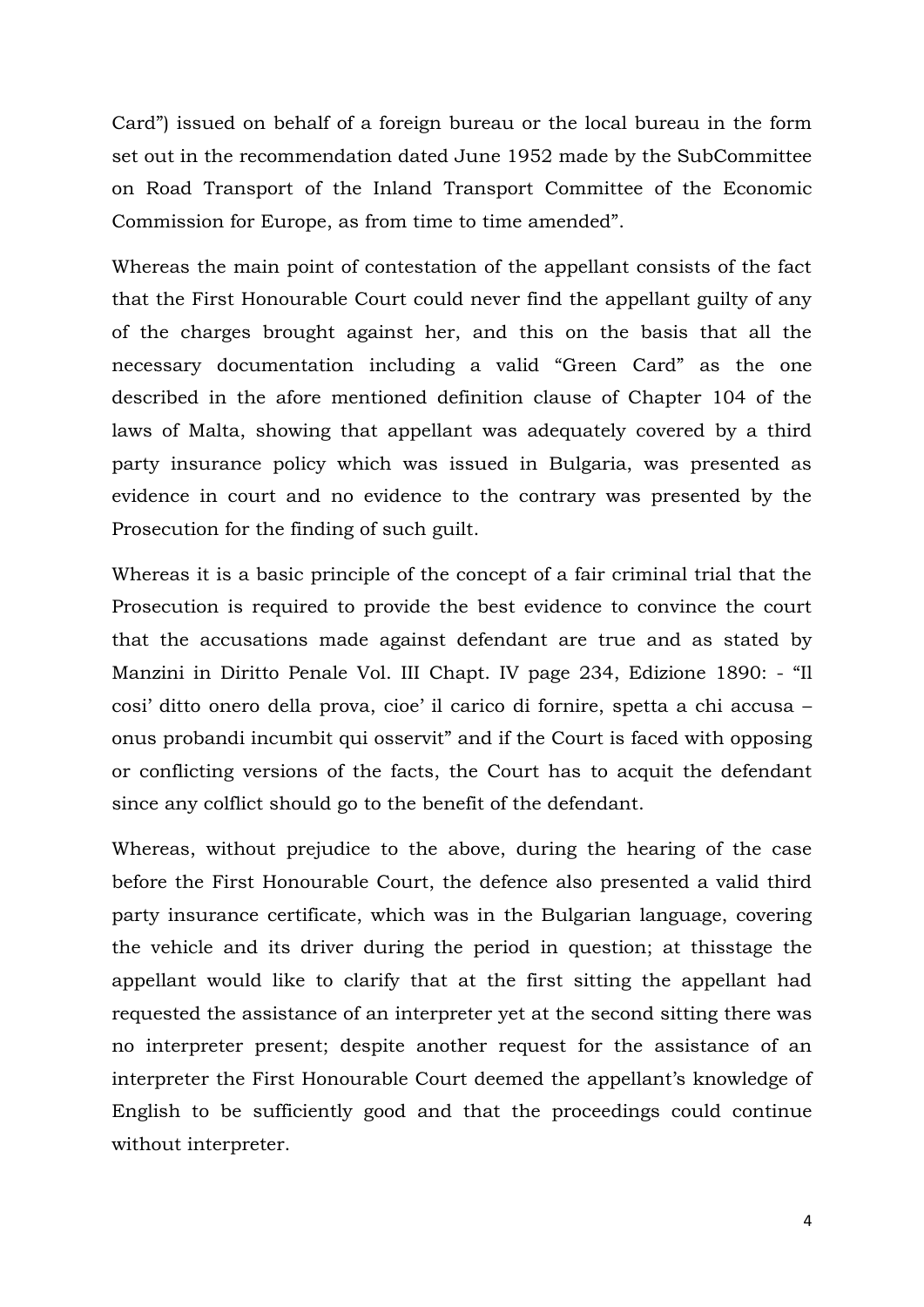Card") issued on behalf of a foreign bureau or the local bureau in the form set out in the recommendation dated June 1952 made by the SubCommittee on Road Transport of the Inland Transport Committee of the Economic Commission for Europe, as from time to time amended".

Whereas the main point of contestation of the appellant consists of the fact that the First Honourable Court could never find the appellant guilty of any of the charges brought against her, and this on the basis that all the necessary documentation including a valid "Green Card" as the one described in the afore mentioned definition clause of Chapter 104 of the laws of Malta, showing that appellant was adequately covered by a third party insurance policy which was issued in Bulgaria, was presented as evidence in court and no evidence to the contrary was presented by the Prosecution for the finding of such guilt.

Whereas it is a basic principle of the concept of a fair criminal trial that the Prosecution is required to provide the best evidence to convince the court that the accusations made against defendant are true and as stated by Manzini in Diritto Penale Vol. III Chapt. IV page 234, Edizione 1890: - "Il cosi' ditto onero della prova, cioe' il carico di fornire, spetta a chi accusa – onus probandi incumbit qui osservit" and if the Court is faced with opposing or conflicting versions of the facts, the Court has to acquit the defendant since any colflict should go to the benefit of the defendant.

Whereas, without prejudice to the above, during the hearing of the case before the First Honourable Court, the defence also presented a valid third party insurance certificate, which was in the Bulgarian language, covering the vehicle and its driver during the period in question; at thisstage the appellant would like to clarify that at the first sitting the appellant had requested the assistance of an interpreter yet at the second sitting there was no interpreter present; despite another request for the assistance of an interpreter the First Honourable Court deemed the appellant's knowledge of English to be sufficiently good and that the proceedings could continue without interpreter.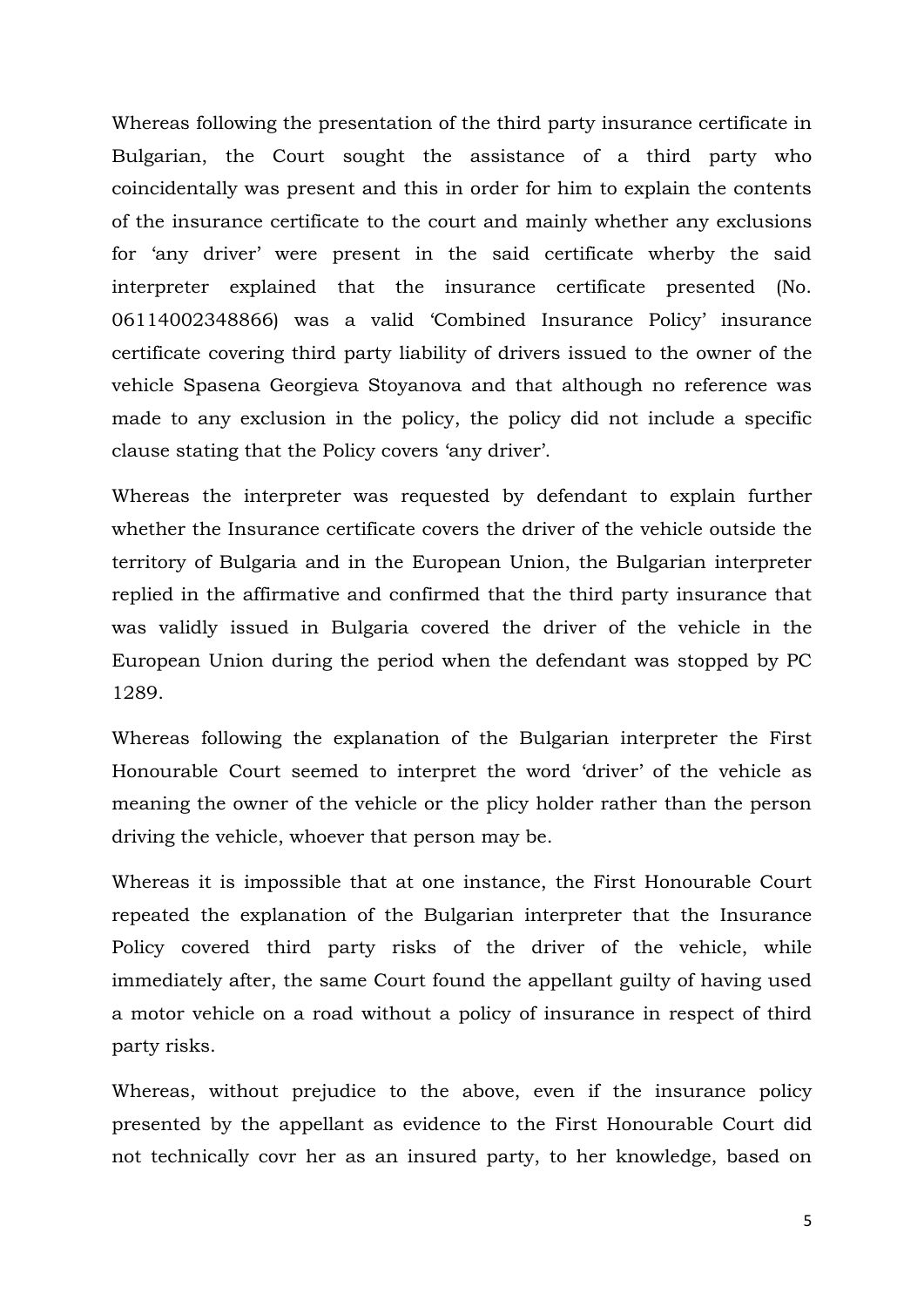Whereas following the presentation of the third party insurance certificate in Bulgarian, the Court sought the assistance of a third party who coincidentally was present and this in order for him to explain the contents of the insurance certificate to the court and mainly whether any exclusions for 'any driver' were present in the said certificate wherby the said interpreter explained that the insurance certificate presented (No. 06114002348866) was a valid 'Combined Insurance Policy' insurance certificate covering third party liability of drivers issued to the owner of the vehicle Spasena Georgieva Stoyanova and that although no reference was made to any exclusion in the policy, the policy did not include a specific clause stating that the Policy covers 'any driver'.

Whereas the interpreter was requested by defendant to explain further whether the Insurance certificate covers the driver of the vehicle outside the territory of Bulgaria and in the European Union, the Bulgarian interpreter replied in the affirmative and confirmed that the third party insurance that was validly issued in Bulgaria covered the driver of the vehicle in the European Union during the period when the defendant was stopped by PC 1289.

Whereas following the explanation of the Bulgarian interpreter the First Honourable Court seemed to interpret the word 'driver' of the vehicle as meaning the owner of the vehicle or the plicy holder rather than the person driving the vehicle, whoever that person may be.

Whereas it is impossible that at one instance, the First Honourable Court repeated the explanation of the Bulgarian interpreter that the Insurance Policy covered third party risks of the driver of the vehicle, while immediately after, the same Court found the appellant guilty of having used a motor vehicle on a road without a policy of insurance in respect of third party risks.

Whereas, without prejudice to the above, even if the insurance policy presented by the appellant as evidence to the First Honourable Court did not technically covr her as an insured party, to her knowledge, based on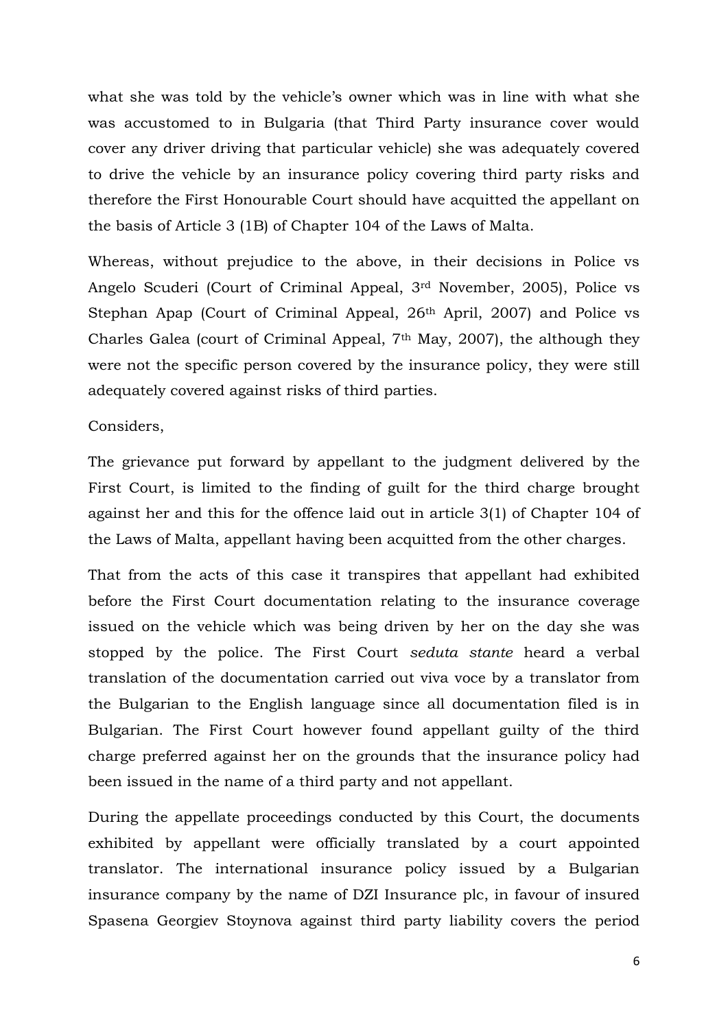what she was told by the vehicle's owner which was in line with what she was accustomed to in Bulgaria (that Third Party insurance cover would cover any driver driving that particular vehicle) she was adequately covered to drive the vehicle by an insurance policy covering third party risks and therefore the First Honourable Court should have acquitted the appellant on the basis of Article 3 (1B) of Chapter 104 of the Laws of Malta.

Whereas, without prejudice to the above, in their decisions in Police vs Angelo Scuderi (Court of Criminal Appeal, 3rd November, 2005), Police vs Stephan Apap (Court of Criminal Appeal, 26th April, 2007) and Police vs Charles Galea (court of Criminal Appeal, 7th May, 2007), the although they were not the specific person covered by the insurance policy, they were still adequately covered against risks of third parties.

Considers,

The grievance put forward by appellant to the judgment delivered by the First Court, is limited to the finding of guilt for the third charge brought against her and this for the offence laid out in article 3(1) of Chapter 104 of the Laws of Malta, appellant having been acquitted from the other charges.

That from the acts of this case it transpires that appellant had exhibited before the First Court documentation relating to the insurance coverage issued on the vehicle which was being driven by her on the day she was stopped by the police. The First Court *seduta stante* heard a verbal translation of the documentation carried out viva voce by a translator from the Bulgarian to the English language since all documentation filed is in Bulgarian. The First Court however found appellant guilty of the third charge preferred against her on the grounds that the insurance policy had been issued in the name of a third party and not appellant.

During the appellate proceedings conducted by this Court, the documents exhibited by appellant were officially translated by a court appointed translator. The international insurance policy issued by a Bulgarian insurance company by the name of DZI Insurance plc, in favour of insured Spasena Georgiev Stoynova against third party liability covers the period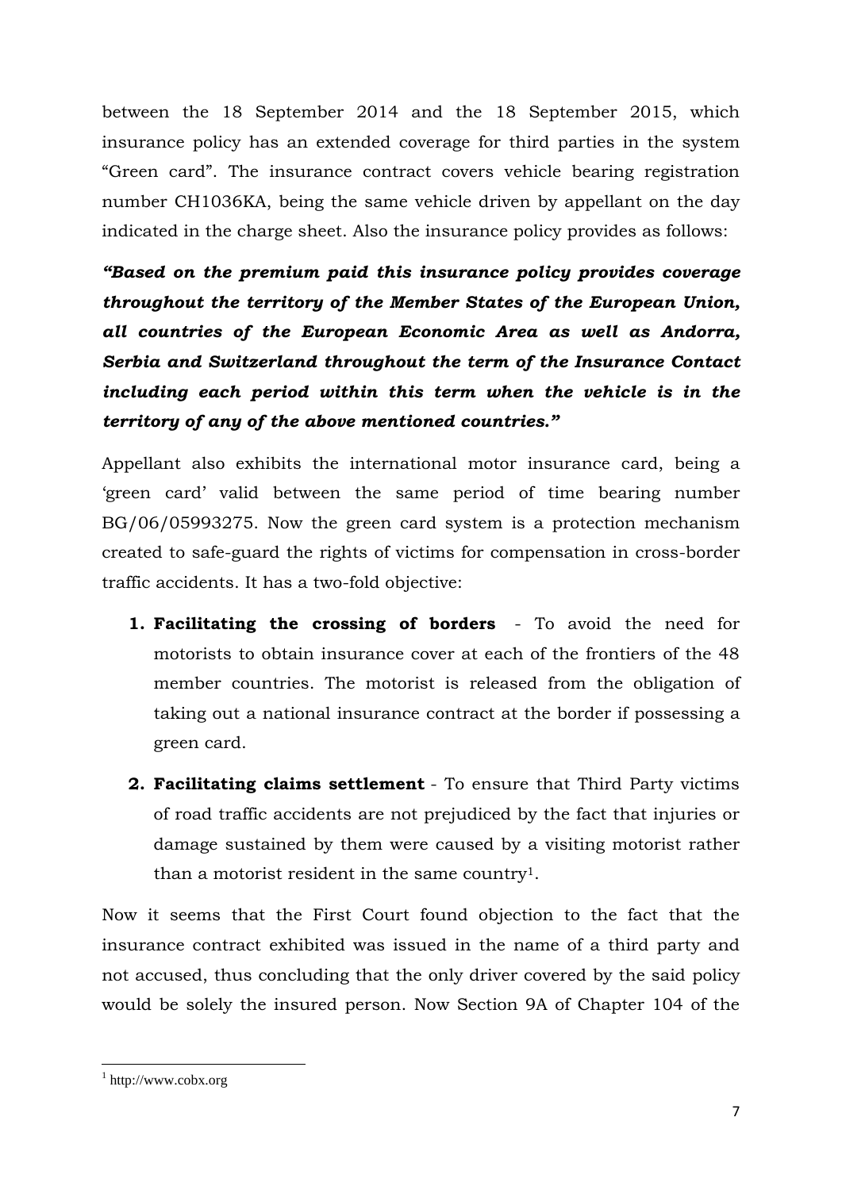between the 18 September 2014 and the 18 September 2015, which insurance policy has an extended coverage for third parties in the system "Green card". The insurance contract covers vehicle bearing registration number CH1036KA, being the same vehicle driven by appellant on the day indicated in the charge sheet. Also the insurance policy provides as follows:

***"Based on the premium paid this insurance policy provides coverage throughout the territory of the Member States of the European Union, all countries of the European Economic Area as well as Andorra, Serbia and Switzerland throughout the term of the Insurance Contact including each period within this term when the vehicle is in the territory of any of the above mentioned countries."***

Appellant also exhibits the international motor insurance card, being a 'green card' valid between the same period of time bearing number BG/06/05993275. Now the green card system is a protection mechanism created to safe-guard the rights of victims for compensation in cross-border traffic accidents. It has a two-fold objective:

1. **Facilitating the crossing of borders** - To avoid the need for motorists to obtain insurance cover at each of the frontiers of the 48 member countries. The motorist is released from the obligation of taking out a national insurance contract at the border if possessing a green card.
2. **Facilitating claims settlement** - To ensure that Third Party victims of road traffic accidents are not prejudiced by the fact that injuries or damage sustained by them were caused by a visiting motorist rather than a motorist resident in the same country[1].

Now it seems that the First Court found objection to the fact that the insurance contract exhibited was issued in the name of a third party and not accused, thus concluding that the only driver covered by the said policy would be solely the insured person. Now Section 9A of Chapter 104 of the

---

[1] http://www.cobx.org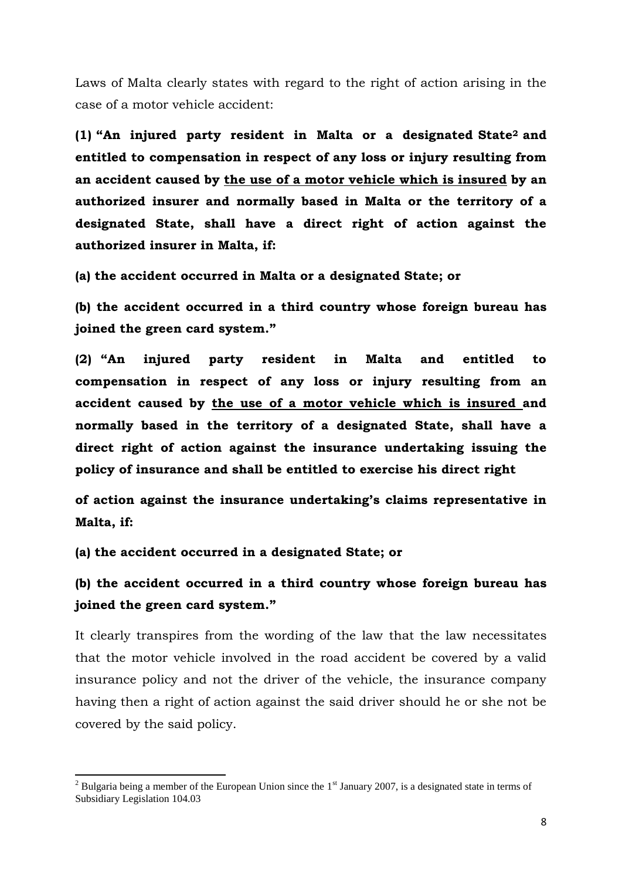Laws of Malta clearly states with regard to the right of action arising in the case of a motor vehicle accident:

**(1) "An injured party resident in Malta or a designated State[2] and entitled to compensation in respect of any loss or injury resulting from an accident caused by <u>the use of a motor vehicle which is insured</u> by an authorized insurer and normally based in Malta or the territory of a designated State, shall have a direct right of action against the authorized insurer in Malta, if:**

**(a) the accident occurred in Malta or a designated State; or**

**(b) the accident occurred in a third country whose foreign bureau has joined the green card system."**

**(2) "An injured party resident in Malta and entitled to compensation in respect of any loss or injury resulting from an accident caused by <u>the use of a motor vehicle which is insured</u> and normally based in the territory of a designated State, shall have a direct right of action against the insurance undertaking issuing the policy of insurance and shall be entitled to exercise his direct right of action against the insurance undertaking's claims representative in Malta, if:**

**(a) the accident occurred in a designated State; or**

**(b) the accident occurred in a third country whose foreign bureau has joined the green card system."**

It clearly transpires from the wording of the law that the law necessitates that the motor vehicle involved in the road accident be covered by a valid insurance policy and not the driver of the vehicle, the insurance company having then a right of action against the said driver should he or she not be covered by the said policy.

---

[2] Bulgaria being a member of the European Union since the 1st January 2007, is a designated state in terms of Subsidiary Legislation 104.03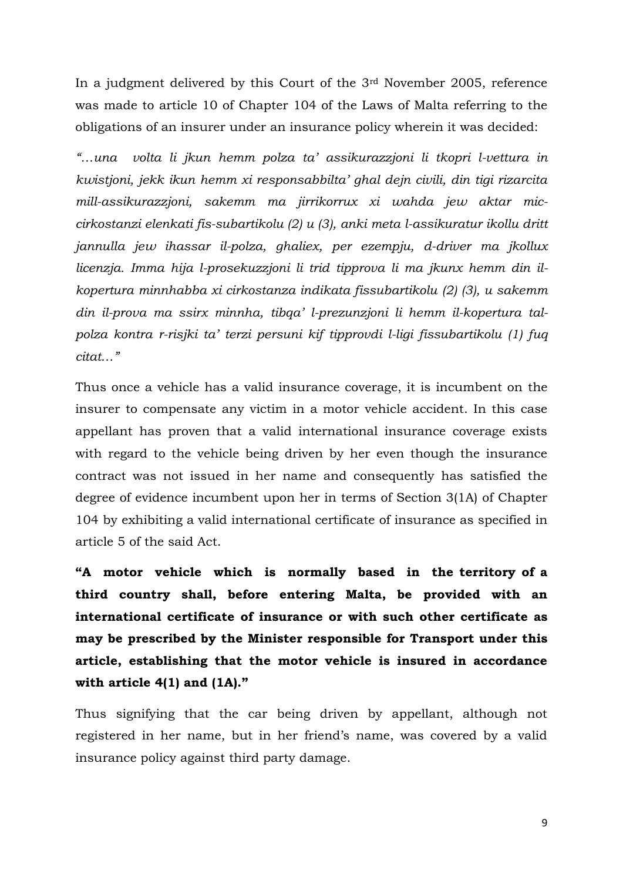In a judgment delivered by this Court of the 3rd November 2005, reference was made to article 10 of Chapter 104 of the Laws of Malta referring to the obligations of an insurer under an insurance policy wherein it was decided:

*"…una volta li jkun hemm polza ta' assikurazzjoni li tkopri l-vettura in kwistjoni, jekk ikun hemm xi responsabbilta' ghal dejn civili, din tigi rizarcita mill-assikurazzjoni, sakemm ma jirrikorrux xi wahda jew aktar mic-cirkostanzi elenkati fis-subartikolu (2) u (3), anki meta l-assikuratur ikollu dritt jannulla jew ihassar il-polza, ghaliex, per ezempju, d-driver ma jkollux licenzja. Imma hija l-prosekuzzjoni li trid tipprova li ma jkunx hemm din il-kopertura minnhabba xi cirkostanza indikata fissubartikolu (2) (3), u sakemm din il-prova ma ssirx minnha, tibqa' l-prezunzjoni li hemm il-kopertura tal-polza kontra r-risjki ta' terzi persuni kif tipprovdi l-ligi fissubartikolu (1) fuq citat…"*

Thus once a vehicle has a valid insurance coverage, it is incumbent on the insurer to compensate any victim in a motor vehicle accident. In this case appellant has proven that a valid international insurance coverage exists with regard to the vehicle being driven by her even though the insurance contract was not issued in her name and consequently has satisfied the degree of evidence incumbent upon her in terms of Section 3(1A) of Chapter 104 by exhibiting a valid international certificate of insurance as specified in article 5 of the said Act.

**"A motor vehicle which is normally based in the territory of a third country shall, before entering Malta, be provided with an international certificate of insurance or with such other certificate as may be prescribed by the Minister responsible for Transport under this article, establishing that the motor vehicle is insured in accordance with article 4(1) and (1A)."**

Thus signifying that the car being driven by appellant, although not registered in her name, but in her friend's name, was covered by a valid insurance policy against third party damage.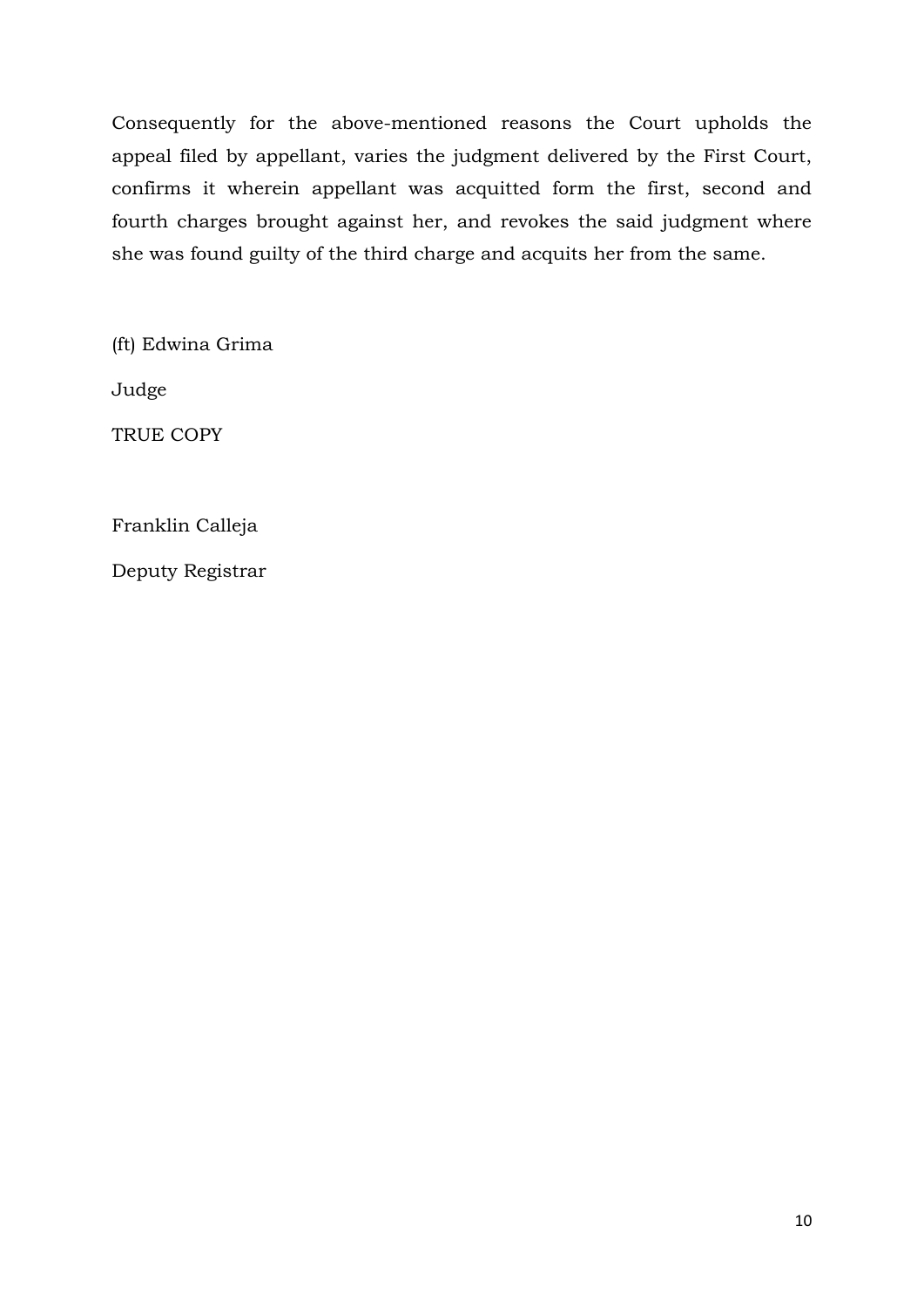Consequently for the above-mentioned reasons the Court upholds the appeal filed by appellant, varies the judgment delivered by the First Court, confirms it wherein appellant was acquitted form the first, second and fourth charges brought against her, and revokes the said judgment where she was found guilty of the third charge and acquits her from the same.

(ft) Edwina Grima

Judge

TRUE COPY

Franklin Calleja

Deputy Registrar